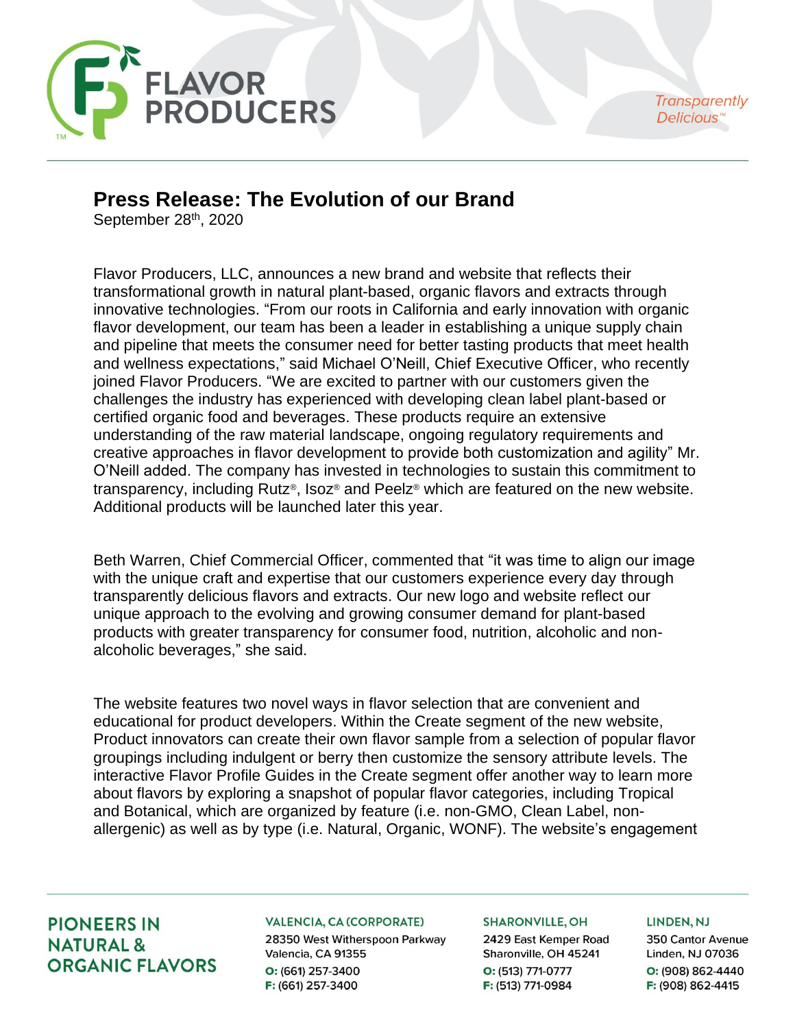# Press Release: The Evolution of our Brand

September 28th, 2020

Flavor Producers, LLC, announces a new brand and website that reflects their transformational growth in natural plant-based, organic flavors and extracts through innovative technologies. "From our roots in California and early innovation with organic flavor development, our team has been a leader in establishing a unique supply chain and pipeline that meets the consumer need for better tasting products that meet health and wellness expectations," said Michael O'Neill, Chief Executive Officer, who recently joined Flavor Producers. "We are excited to partner with our customers given the challenges the industry has experienced with developing clean label plant-based or certified organic food and beverages. These products require an extensive understanding of the raw material landscape, ongoing regulatory requirements and creative approaches in flavor development to provide both customization and agility" Mr. O'Neill added. The company has invested in technologies to sustain this commitment to transparency, including Rutz®, Isoz® and Peelz® which are featured on the new website. Additional products will be launched later this year.

Beth Warren, Chief Commercial Officer, commented that "it was time to align our image with the unique craft and expertise that our customers experience every day through transparently delicious flavors and extracts. Our new logo and website reflect our unique approach to the evolving and growing consumer demand for plant-based products with greater transparency for consumer food, nutrition, alcoholic and non-alcoholic beverages," she said.

The website features two novel ways in flavor selection that are convenient and educational for product developers. Within the Create segment of the new website, Product innovators can create their own flavor sample from a selection of popular flavor groupings including indulgent or berry then customize the sensory attribute levels. The interactive Flavor Profile Guides in the Create segment offer another way to learn more about flavors by exploring a snapshot of popular flavor categories, including Tropical and Botanical, which are organized by feature (i.e. non-GMO, Clean Label, non-allergenic) as well as by type (i.e. Natural, Organic, WONF). The website's engagement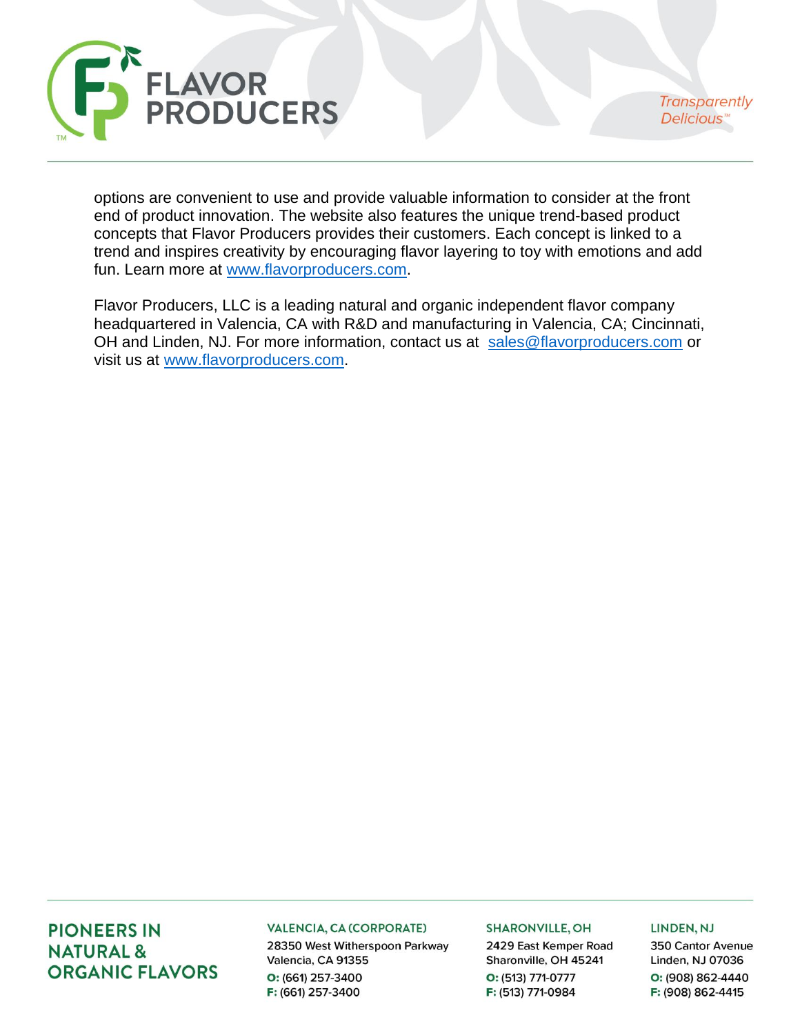options are convenient to use and provide valuable information to consider at the front end of product innovation. The website also features the unique trend-based product concepts that Flavor Producers provides their customers. Each concept is linked to a trend and inspires creativity by encouraging flavor layering to toy with emotions and add fun. Learn more at www.flavorproducers.com.

Flavor Producers, LLC is a leading natural and organic independent flavor company headquartered in Valencia, CA with R&D and manufacturing in Valencia, CA; Cincinnati, OH and Linden, NJ. For more information, contact us at sales@flavorproducers.com or visit us at www.flavorproducers.com.